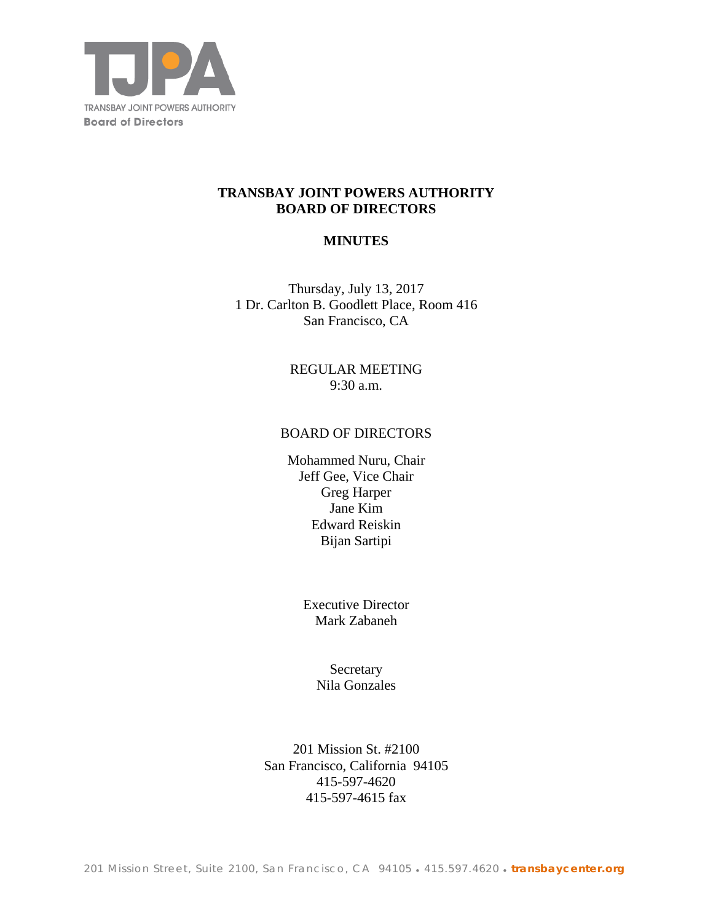TJPA

TRANSBAY JOINT POWERS AUTHORITY
Board of Directors

# TRANSBAY JOINT POWERS AUTHORITY
# BOARD OF DIRECTORS

## MINUTES

Thursday, July 13, 2017
1 Dr. Carlton B. Goodlett Place, Room 416
San Francisco, CA

REGULAR MEETING
9:30 a.m.

BOARD OF DIRECTORS

Mohammed Nuru, Chair
Jeff Gee, Vice Chair
Greg Harper
Jane Kim
Edward Reiskin
Bijan Sartipi

Executive Director
Mark Zabaneh

Secretary
Nila Gonzales

201 Mission St. #2100
San Francisco, California 94105
415-597-4620
415-597-4615 fax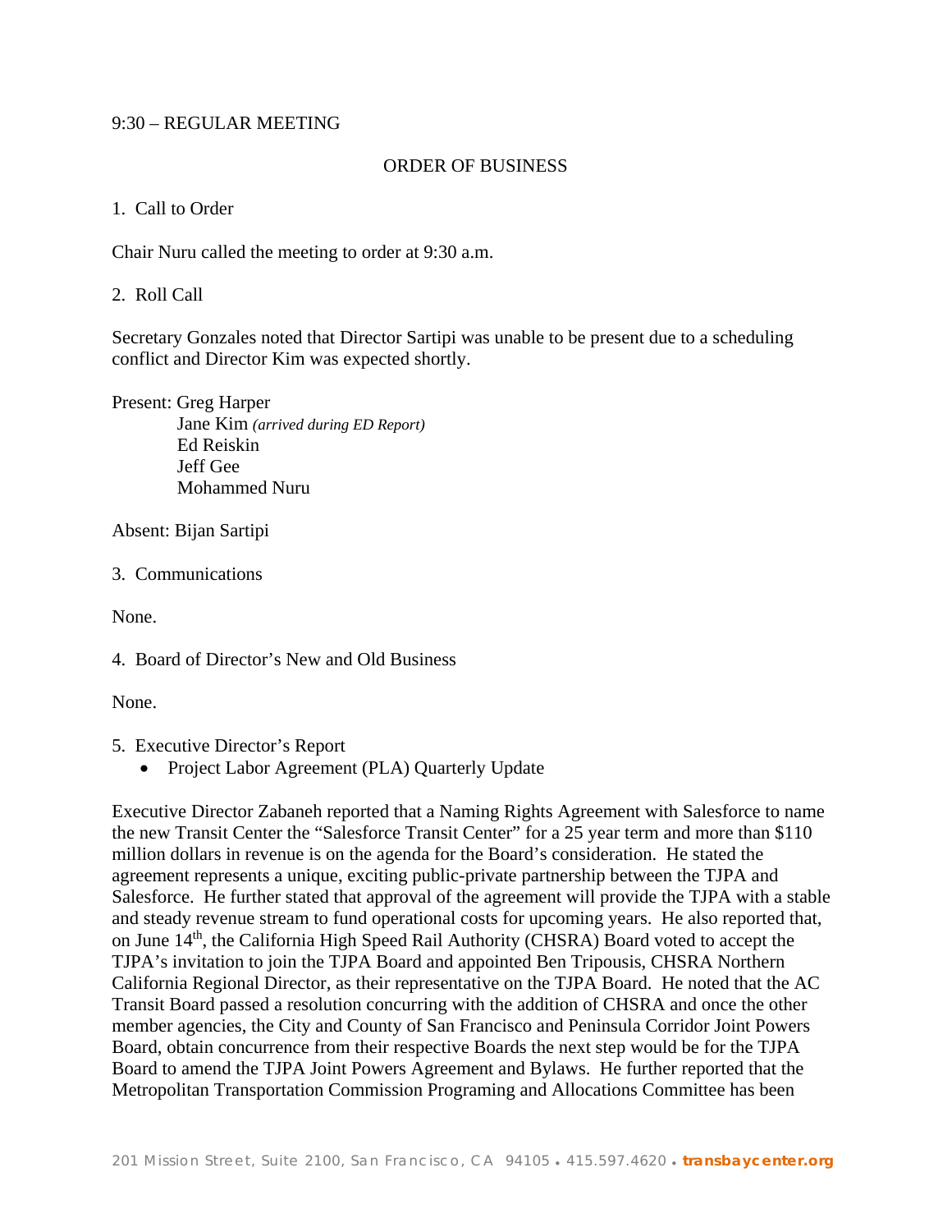9:30 – REGULAR MEETING

ORDER OF BUSINESS

1. Call to Order

Chair Nuru called the meeting to order at 9:30 a.m.

2. Roll Call

Secretary Gonzales noted that Director Sartipi was unable to be present due to a scheduling conflict and Director Kim was expected shortly.

Present: Greg Harper
Jane Kim *(arrived during ED Report)*
Ed Reiskin
Jeff Gee
Mohammed Nuru

Absent: Bijan Sartipi

3. Communications

None.

4. Board of Director's New and Old Business

None.

5. Executive Director's Report
   - Project Labor Agreement (PLA) Quarterly Update

Executive Director Zabaneh reported that a Naming Rights Agreement with Salesforce to name the new Transit Center the "Salesforce Transit Center" for a 25 year term and more than $110 million dollars in revenue is on the agenda for the Board's consideration. He stated the agreement represents a unique, exciting public-private partnership between the TJPA and Salesforce. He further stated that approval of the agreement will provide the TJPA with a stable and steady revenue stream to fund operational costs for upcoming years. He also reported that, on June 14th, the California High Speed Rail Authority (CHSRA) Board voted to accept the TJPA's invitation to join the TJPA Board and appointed Ben Tripousis, CHSRA Northern California Regional Director, as their representative on the TJPA Board. He noted that the AC Transit Board passed a resolution concurring with the addition of CHSRA and once the other member agencies, the City and County of San Francisco and Peninsula Corridor Joint Powers Board, obtain concurrence from their respective Boards the next step would be for the TJPA Board to amend the TJPA Joint Powers Agreement and Bylaws. He further reported that the Metropolitan Transportation Commission Programing and Allocations Committee has been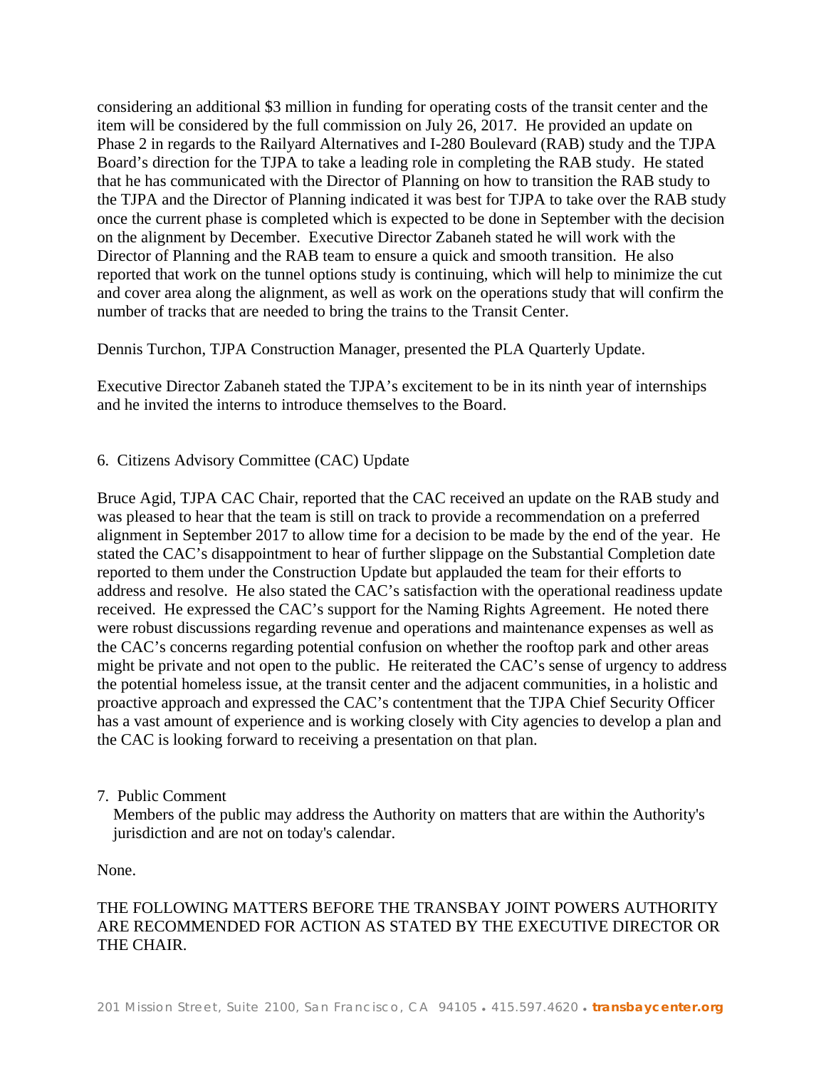considering an additional $3 million in funding for operating costs of the transit center and the item will be considered by the full commission on July 26, 2017. He provided an update on Phase 2 in regards to the Railyard Alternatives and I-280 Boulevard (RAB) study and the TJPA Board's direction for the TJPA to take a leading role in completing the RAB study. He stated that he has communicated with the Director of Planning on how to transition the RAB study to the TJPA and the Director of Planning indicated it was best for TJPA to take over the RAB study once the current phase is completed which is expected to be done in September with the decision on the alignment by December. Executive Director Zabaneh stated he will work with the Director of Planning and the RAB team to ensure a quick and smooth transition. He also reported that work on the tunnel options study is continuing, which will help to minimize the cut and cover area along the alignment, as well as work on the operations study that will confirm the number of tracks that are needed to bring the trains to the Transit Center.

Dennis Turchon, TJPA Construction Manager, presented the PLA Quarterly Update.

Executive Director Zabaneh stated the TJPA's excitement to be in its ninth year of internships and he invited the interns to introduce themselves to the Board.

6. Citizens Advisory Committee (CAC) Update

Bruce Agid, TJPA CAC Chair, reported that the CAC received an update on the RAB study and was pleased to hear that the team is still on track to provide a recommendation on a preferred alignment in September 2017 to allow time for a decision to be made by the end of the year. He stated the CAC's disappointment to hear of further slippage on the Substantial Completion date reported to them under the Construction Update but applauded the team for their efforts to address and resolve. He also stated the CAC's satisfaction with the operational readiness update received. He expressed the CAC's support for the Naming Rights Agreement. He noted there were robust discussions regarding revenue and operations and maintenance expenses as well as the CAC's concerns regarding potential confusion on whether the rooftop park and other areas might be private and not open to the public. He reiterated the CAC's sense of urgency to address the potential homeless issue, at the transit center and the adjacent communities, in a holistic and proactive approach and expressed the CAC's contentment that the TJPA Chief Security Officer has a vast amount of experience and is working closely with City agencies to develop a plan and the CAC is looking forward to receiving a presentation on that plan.

7. Public Comment

Members of the public may address the Authority on matters that are within the Authority's jurisdiction and are not on today's calendar.

None.

THE FOLLOWING MATTERS BEFORE THE TRANSBAY JOINT POWERS AUTHORITY ARE RECOMMENDED FOR ACTION AS STATED BY THE EXECUTIVE DIRECTOR OR THE CHAIR.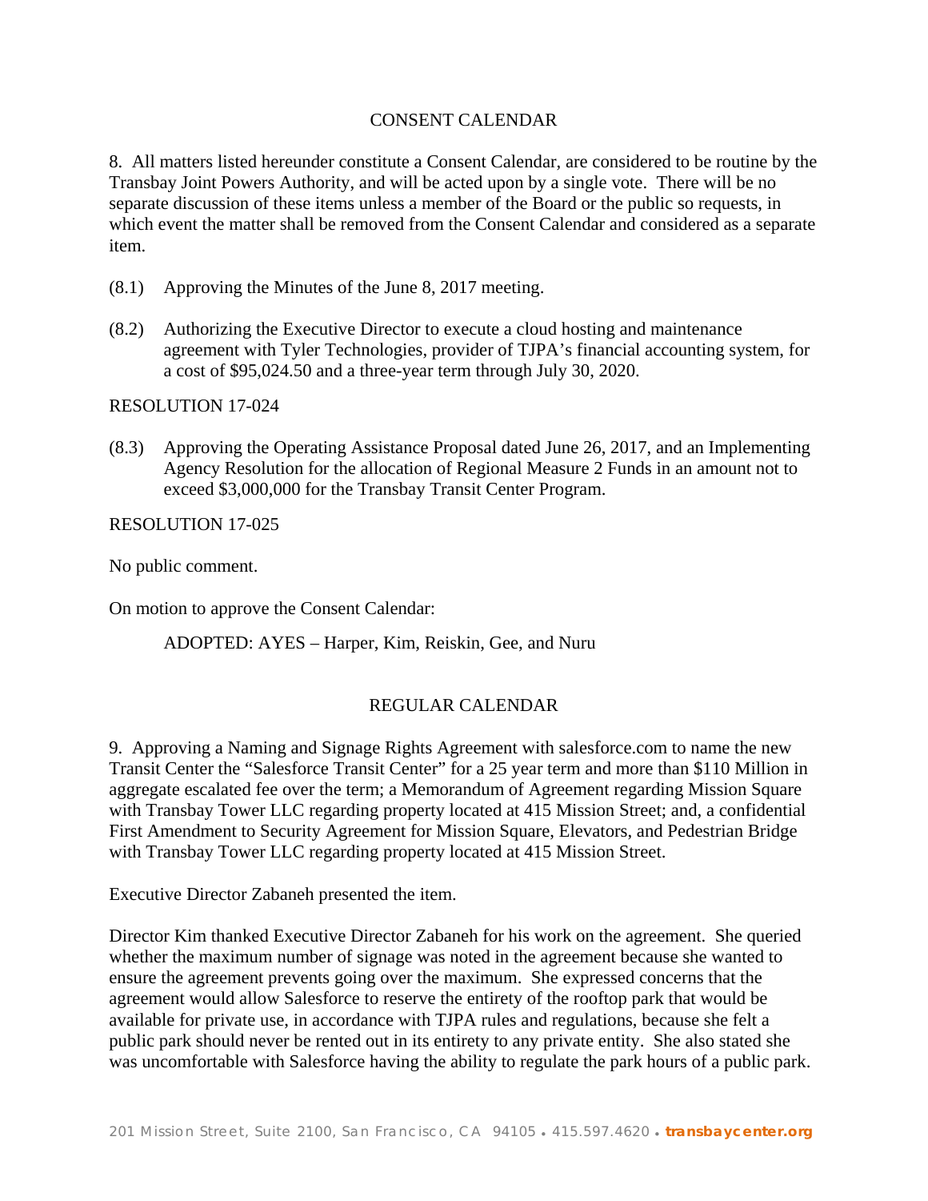## CONSENT CALENDAR

8. All matters listed hereunder constitute a Consent Calendar, are considered to be routine by the Transbay Joint Powers Authority, and will be acted upon by a single vote. There will be no separate discussion of these items unless a member of the Board or the public so requests, in which event the matter shall be removed from the Consent Calendar and considered as a separate item.

(8.1) Approving the Minutes of the June 8, 2017 meeting.

(8.2) Authorizing the Executive Director to execute a cloud hosting and maintenance agreement with Tyler Technologies, provider of TJPA's financial accounting system, for a cost of $95,024.50 and a three-year term through July 30, 2020.

RESOLUTION 17-024

(8.3) Approving the Operating Assistance Proposal dated June 26, 2017, and an Implementing Agency Resolution for the allocation of Regional Measure 2 Funds in an amount not to exceed $3,000,000 for the Transbay Transit Center Program.

RESOLUTION 17-025

No public comment.

On motion to approve the Consent Calendar:

ADOPTED: AYES – Harper, Kim, Reiskin, Gee, and Nuru

## REGULAR CALENDAR

9. Approving a Naming and Signage Rights Agreement with salesforce.com to name the new Transit Center the "Salesforce Transit Center" for a 25 year term and more than $110 Million in aggregate escalated fee over the term; a Memorandum of Agreement regarding Mission Square with Transbay Tower LLC regarding property located at 415 Mission Street; and, a confidential First Amendment to Security Agreement for Mission Square, Elevators, and Pedestrian Bridge with Transbay Tower LLC regarding property located at 415 Mission Street.

Executive Director Zabaneh presented the item.

Director Kim thanked Executive Director Zabaneh for his work on the agreement. She queried whether the maximum number of signage was noted in the agreement because she wanted to ensure the agreement prevents going over the maximum. She expressed concerns that the agreement would allow Salesforce to reserve the entirety of the rooftop park that would be available for private use, in accordance with TJPA rules and regulations, because she felt a public park should never be rented out in its entirety to any private entity. She also stated she was uncomfortable with Salesforce having the ability to regulate the park hours of a public park.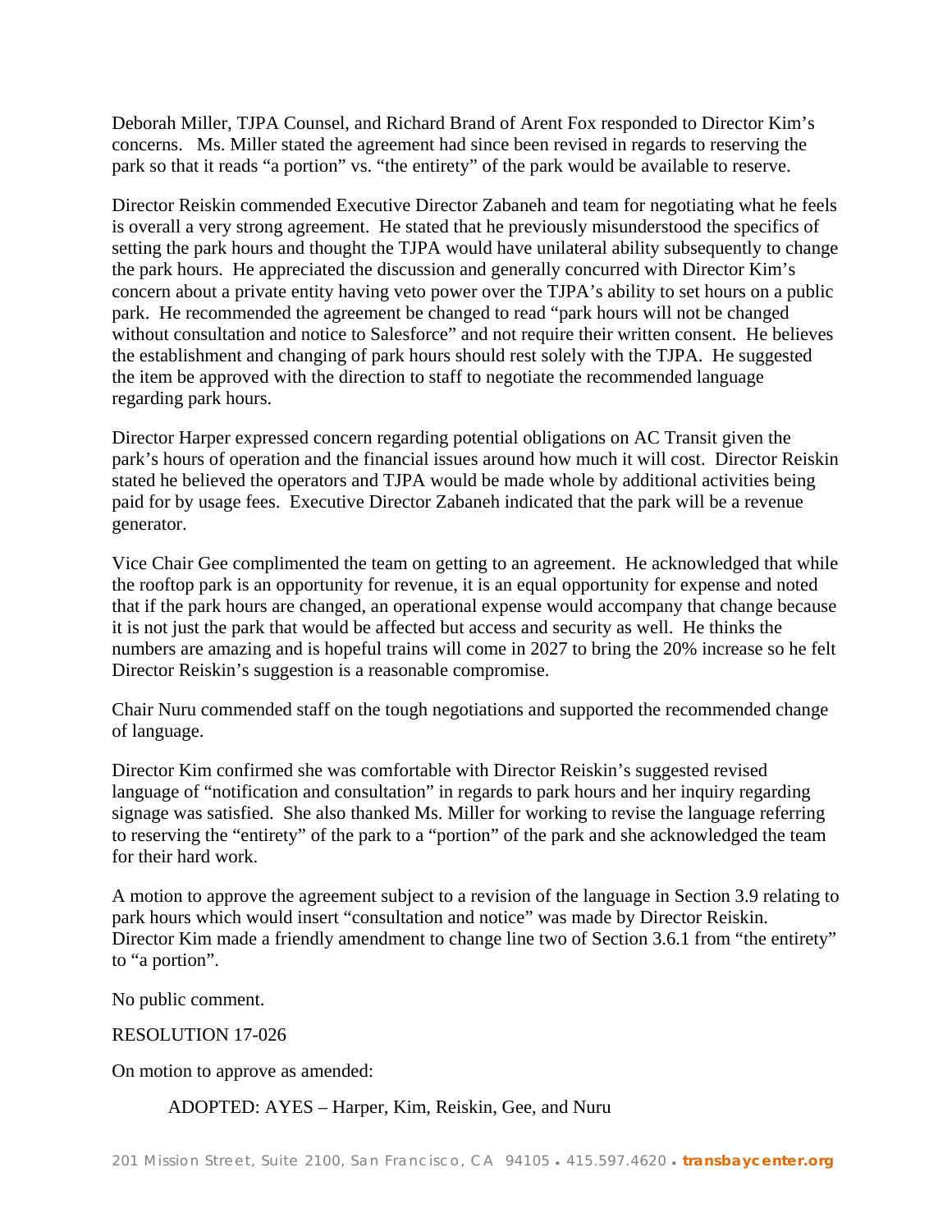Deborah Miller, TJPA Counsel, and Richard Brand of Arent Fox responded to Director Kim's concerns. Ms. Miller stated the agreement had since been revised in regards to reserving the park so that it reads "a portion" vs. "the entirety" of the park would be available to reserve.

Director Reiskin commended Executive Director Zabaneh and team for negotiating what he feels is overall a very strong agreement. He stated that he previously misunderstood the specifics of setting the park hours and thought the TJPA would have unilateral ability subsequently to change the park hours. He appreciated the discussion and generally concurred with Director Kim's concern about a private entity having veto power over the TJPA's ability to set hours on a public park. He recommended the agreement be changed to read "park hours will not be changed without consultation and notice to Salesforce" and not require their written consent. He believes the establishment and changing of park hours should rest solely with the TJPA. He suggested the item be approved with the direction to staff to negotiate the recommended language regarding park hours.

Director Harper expressed concern regarding potential obligations on AC Transit given the park's hours of operation and the financial issues around how much it will cost. Director Reiskin stated he believed the operators and TJPA would be made whole by additional activities being paid for by usage fees. Executive Director Zabaneh indicated that the park will be a revenue generator.

Vice Chair Gee complimented the team on getting to an agreement. He acknowledged that while the rooftop park is an opportunity for revenue, it is an equal opportunity for expense and noted that if the park hours are changed, an operational expense would accompany that change because it is not just the park that would be affected but access and security as well. He thinks the numbers are amazing and is hopeful trains will come in 2027 to bring the 20% increase so he felt Director Reiskin's suggestion is a reasonable compromise.

Chair Nuru commended staff on the tough negotiations and supported the recommended change of language.

Director Kim confirmed she was comfortable with Director Reiskin's suggested revised language of "notification and consultation" in regards to park hours and her inquiry regarding signage was satisfied. She also thanked Ms. Miller for working to revise the language referring to reserving the "entirety" of the park to a "portion" of the park and she acknowledged the team for their hard work.

A motion to approve the agreement subject to a revision of the language in Section 3.9 relating to park hours which would insert "consultation and notice" was made by Director Reiskin. Director Kim made a friendly amendment to change line two of Section 3.6.1 from "the entirety" to "a portion".

No public comment.

RESOLUTION 17-026

On motion to approve as amended:

ADOPTED: AYES – Harper, Kim, Reiskin, Gee, and Nuru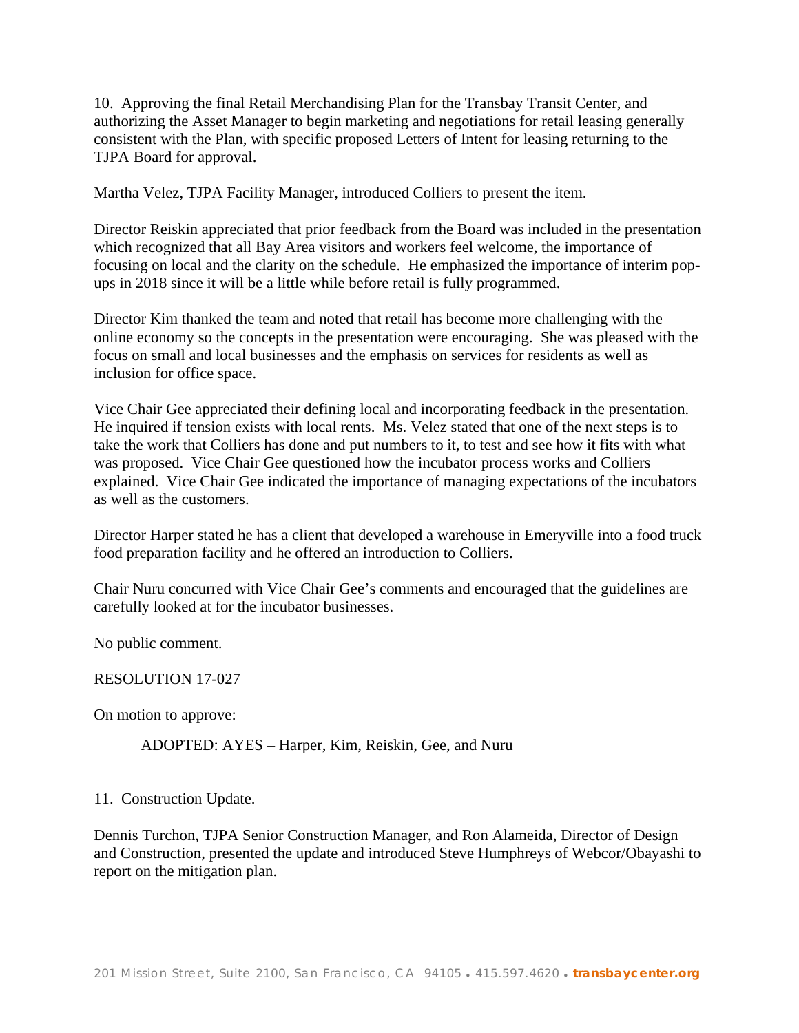10. Approving the final Retail Merchandising Plan for the Transbay Transit Center, and authorizing the Asset Manager to begin marketing and negotiations for retail leasing generally consistent with the Plan, with specific proposed Letters of Intent for leasing returning to the TJPA Board for approval.

Martha Velez, TJPA Facility Manager, introduced Colliers to present the item.

Director Reiskin appreciated that prior feedback from the Board was included in the presentation which recognized that all Bay Area visitors and workers feel welcome, the importance of focusing on local and the clarity on the schedule. He emphasized the importance of interim pop-ups in 2018 since it will be a little while before retail is fully programmed.

Director Kim thanked the team and noted that retail has become more challenging with the online economy so the concepts in the presentation were encouraging. She was pleased with the focus on small and local businesses and the emphasis on services for residents as well as inclusion for office space.

Vice Chair Gee appreciated their defining local and incorporating feedback in the presentation. He inquired if tension exists with local rents. Ms. Velez stated that one of the next steps is to take the work that Colliers has done and put numbers to it, to test and see how it fits with what was proposed. Vice Chair Gee questioned how the incubator process works and Colliers explained. Vice Chair Gee indicated the importance of managing expectations of the incubators as well as the customers.

Director Harper stated he has a client that developed a warehouse in Emeryville into a food truck food preparation facility and he offered an introduction to Colliers.

Chair Nuru concurred with Vice Chair Gee's comments and encouraged that the guidelines are carefully looked at for the incubator businesses.

No public comment.

RESOLUTION 17-027

On motion to approve:

ADOPTED: AYES – Harper, Kim, Reiskin, Gee, and Nuru

11. Construction Update.

Dennis Turchon, TJPA Senior Construction Manager, and Ron Alameida, Director of Design and Construction, presented the update and introduced Steve Humphreys of Webcor/Obayashi to report on the mitigation plan.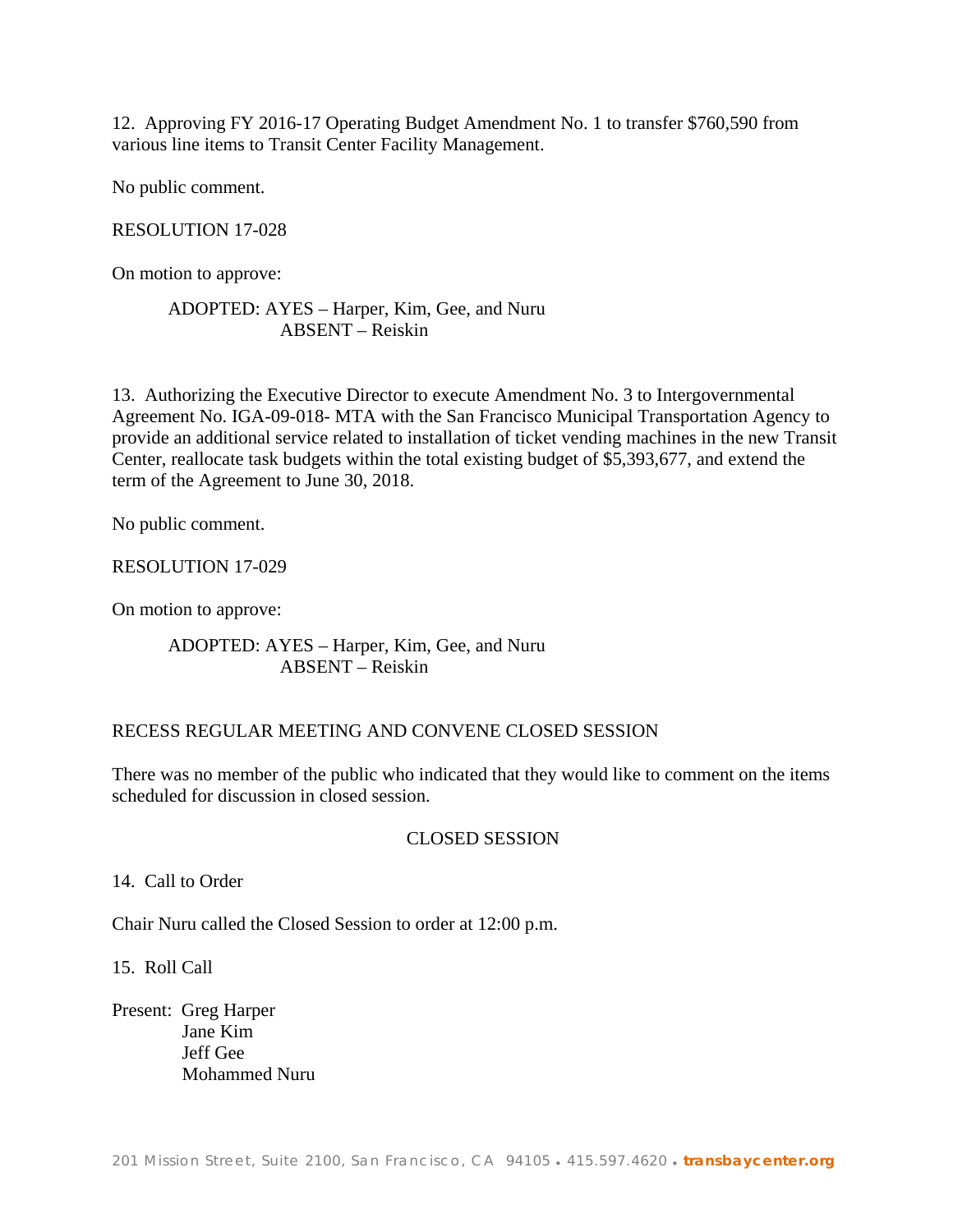12. Approving FY 2016-17 Operating Budget Amendment No. 1 to transfer $760,590 from various line items to Transit Center Facility Management.

No public comment.

RESOLUTION 17-028

On motion to approve:

ADOPTED: AYES – Harper, Kim, Gee, and Nuru
ABSENT – Reiskin

13. Authorizing the Executive Director to execute Amendment No. 3 to Intergovernmental Agreement No. IGA-09-018- MTA with the San Francisco Municipal Transportation Agency to provide an additional service related to installation of ticket vending machines in the new Transit Center, reallocate task budgets within the total existing budget of $5,393,677, and extend the term of the Agreement to June 30, 2018.

No public comment.

RESOLUTION 17-029

On motion to approve:

ADOPTED: AYES – Harper, Kim, Gee, and Nuru
ABSENT – Reiskin

RECESS REGULAR MEETING AND CONVENE CLOSED SESSION

There was no member of the public who indicated that they would like to comment on the items scheduled for discussion in closed session.

CLOSED SESSION

14. Call to Order

Chair Nuru called the Closed Session to order at 12:00 p.m.

15. Roll Call

Present: Greg Harper
Jane Kim
Jeff Gee
Mohammed Nuru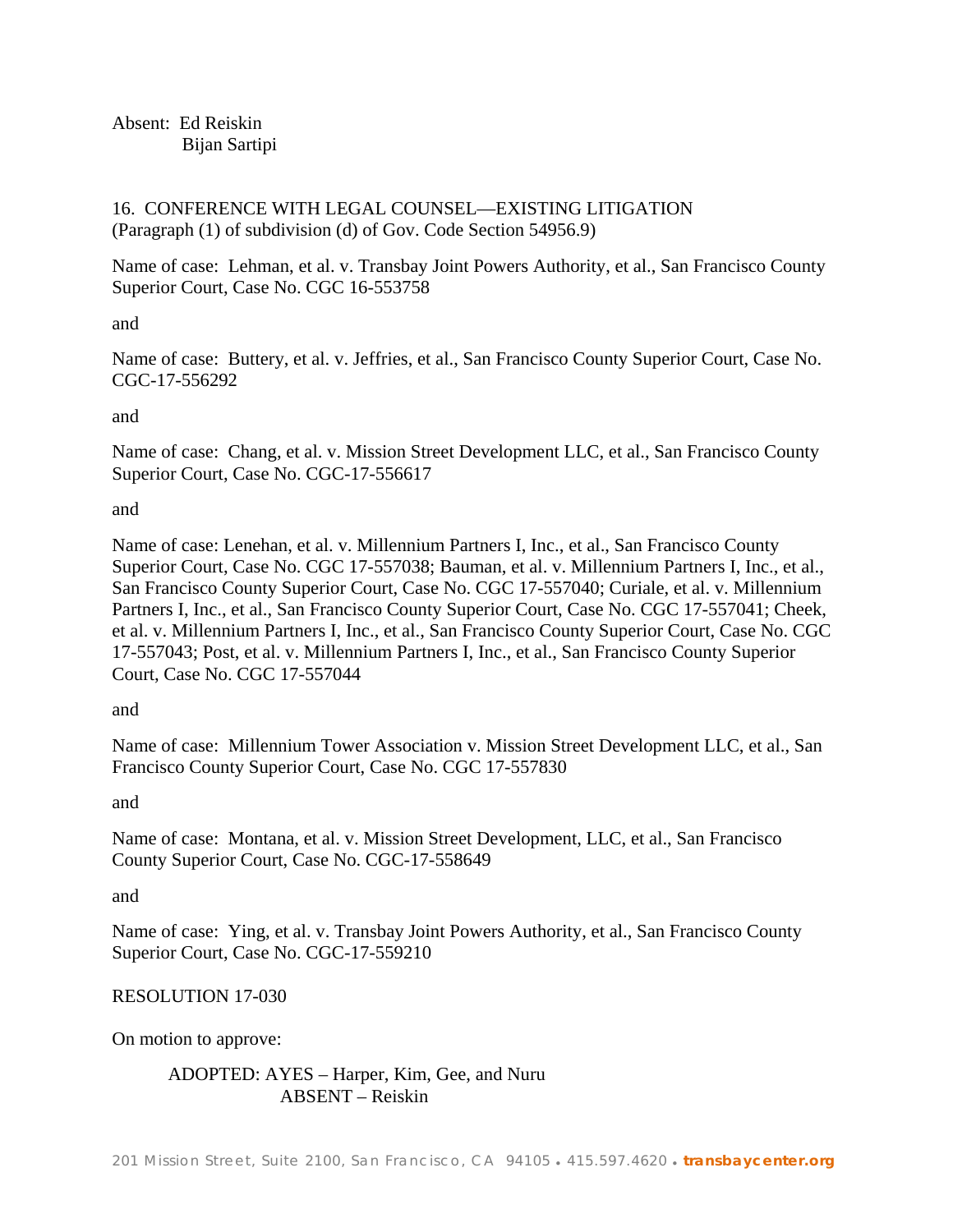Absent: Ed Reiskin
Bijan Sartipi

16. CONFERENCE WITH LEGAL COUNSEL—EXISTING LITIGATION
(Paragraph (1) of subdivision (d) of Gov. Code Section 54956.9)

Name of case: Lehman, et al. v. Transbay Joint Powers Authority, et al., San Francisco County Superior Court, Case No. CGC 16-553758

and

Name of case: Buttery, et al. v. Jeffries, et al., San Francisco County Superior Court, Case No. CGC-17-556292

and

Name of case: Chang, et al. v. Mission Street Development LLC, et al., San Francisco County Superior Court, Case No. CGC-17-556617

and

Name of case: Lenehan, et al. v. Millennium Partners I, Inc., et al., San Francisco County Superior Court, Case No. CGC 17-557038; Bauman, et al. v. Millennium Partners I, Inc., et al., San Francisco County Superior Court, Case No. CGC 17-557040; Curiale, et al. v. Millennium Partners I, Inc., et al., San Francisco County Superior Court, Case No. CGC 17-557041; Cheek, et al. v. Millennium Partners I, Inc., et al., San Francisco County Superior Court, Case No. CGC 17-557043; Post, et al. v. Millennium Partners I, Inc., et al., San Francisco County Superior Court, Case No. CGC 17-557044

and

Name of case: Millennium Tower Association v. Mission Street Development LLC, et al., San Francisco County Superior Court, Case No. CGC 17-557830

and

Name of case: Montana, et al. v. Mission Street Development, LLC, et al., San Francisco County Superior Court, Case No. CGC-17-558649

and

Name of case: Ying, et al. v. Transbay Joint Powers Authority, et al., San Francisco County Superior Court, Case No. CGC-17-559210

RESOLUTION 17-030

On motion to approve:

ADOPTED: AYES – Harper, Kim, Gee, and Nuru
ABSENT – Reiskin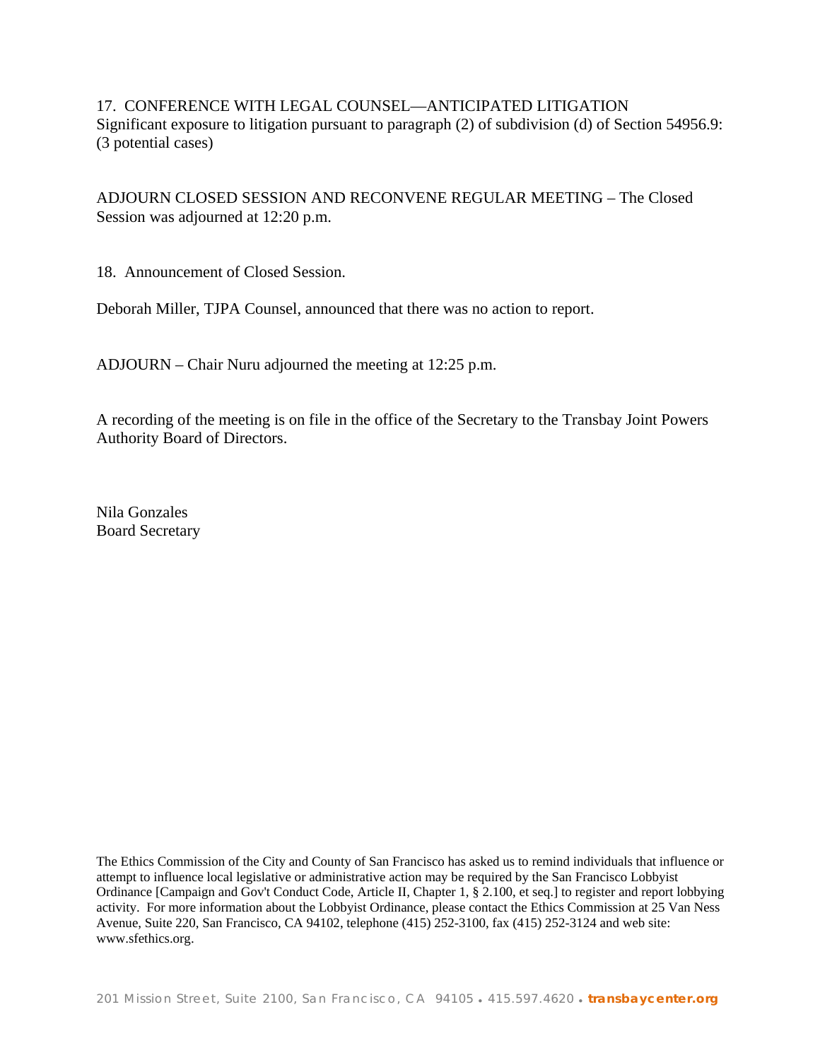17. CONFERENCE WITH LEGAL COUNSEL—ANTICIPATED LITIGATION
Significant exposure to litigation pursuant to paragraph (2) of subdivision (d) of Section 54956.9: (3 potential cases)

ADJOURN CLOSED SESSION AND RECONVENE REGULAR MEETING – The Closed Session was adjourned at 12:20 p.m.

18. Announcement of Closed Session.

Deborah Miller, TJPA Counsel, announced that there was no action to report.

ADJOURN – Chair Nuru adjourned the meeting at 12:25 p.m.

A recording of the meeting is on file in the office of the Secretary to the Transbay Joint Powers Authority Board of Directors.

Nila Gonzales
Board Secretary

The Ethics Commission of the City and County of San Francisco has asked us to remind individuals that influence or attempt to influence local legislative or administrative action may be required by the San Francisco Lobbyist Ordinance [Campaign and Gov't Conduct Code, Article II, Chapter 1, § 2.100, et seq.] to register and report lobbying activity. For more information about the Lobbyist Ordinance, please contact the Ethics Commission at 25 Van Ness Avenue, Suite 220, San Francisco, CA 94102, telephone (415) 252-3100, fax (415) 252-3124 and web site: www.sfethics.org.

201 Mission Street, Suite 2100, San Francisco, CA 94105 • 415.597.4620 • **transbaycenter.org**